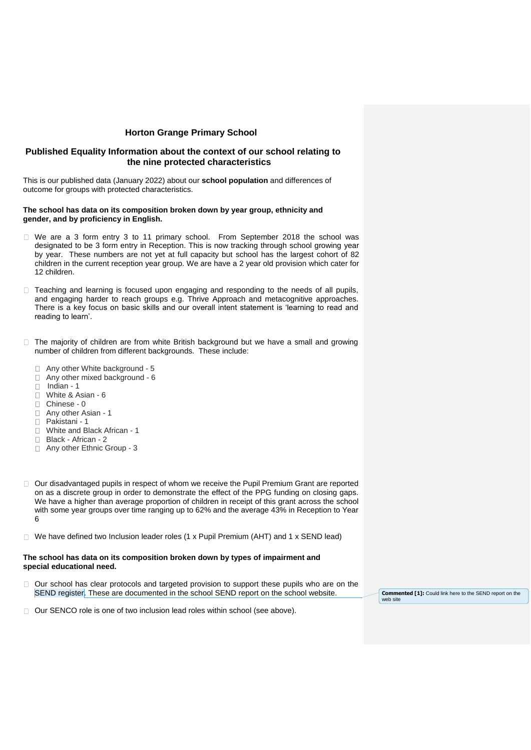# Horton Grange Primary School

## Published Equality Information about the context of our school relating to the nine protected characteristics

This is our published data (January 2022) about our **school population** and differences of outcome for groups with protected characteristics.

**The school has data on its composition broken down by year group, ethnicity and gender, and by proficiency in English.**

- We are a 3 form entry 3 to 11 primary school. From September 2018 the school was designated to be 3 form entry in Reception. This is now tracking through school growing year by year. These numbers are not yet at full capacity but school has the largest cohort of 82 children in the current reception year group. We are have a 2 year old provision which cater for 12 children.

- Teaching and learning is focused upon engaging and responding to the needs of all pupils, and engaging harder to reach groups e.g. Thrive Approach and metacognitive approaches. There is a key focus on basic skills and our overall intent statement is 'learning to read and reading to learn'.

- The majority of children are from white British background but we have a small and growing number of children from different backgrounds. These include:

  - Any other White background - 5
  - Any other mixed background - 6
  - Indian - 1
  - White & Asian - 6
  - Chinese - 0
  - Any other Asian - 1
  - Pakistani - 1
  - White and Black African - 1
  - Black - African - 2
  - Any other Ethnic Group - 3

- Our disadvantaged pupils in respect of whom we receive the Pupil Premium Grant are reported on as a discrete group in order to demonstrate the effect of the PPG funding on closing gaps. We have a higher than average proportion of children in receipt of this grant across the school with some year groups over time ranging up to 62% and the average 43% in Reception to Year 6

- We have defined two Inclusion leader roles (1 x Pupil Premium (AHT) and 1 x SEND lead)

**The school has data on its composition broken down by types of impairment and special educational need.**

- Our school has clear protocols and targeted provision to support these pupils who are on the SEND register. These are documented in the school SEND report on the school website.

- Our SENCO role is one of two inclusion lead roles within school (see above).

**Commented [1]:** Could link here to the SEND report on the web site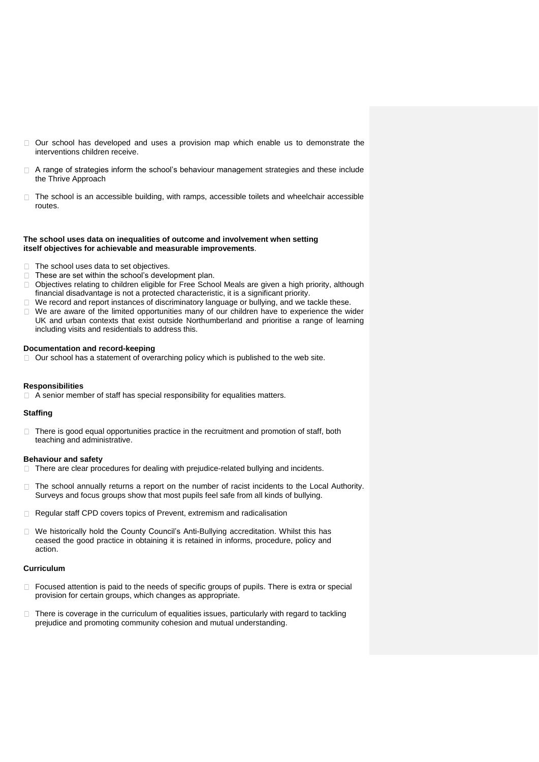- Our school has developed and uses a provision map which enable us to demonstrate the interventions children receive.

- A range of strategies inform the school's behaviour management strategies and these include the Thrive Approach

- The school is an accessible building, with ramps, accessible toilets and wheelchair accessible routes.

**The school uses data on inequalities of outcome and involvement when setting itself objectives for achievable and measurable improvements**.

- The school uses data to set objectives.
- These are set within the school's development plan.
- Objectives relating to children eligible for Free School Meals are given a high priority, although financial disadvantage is not a protected characteristic, it is a significant priority.
- We record and report instances of discriminatory language or bullying, and we tackle these.
- We are aware of the limited opportunities many of our children have to experience the wider UK and urban contexts that exist outside Northumberland and prioritise a range of learning including visits and residentials to address this.

**Documentation and record-keeping**

- Our school has a statement of overarching policy which is published to the web site.

**Responsibilities**

- A senior member of staff has special responsibility for equalities matters.

**Staffing**

- There is good equal opportunities practice in the recruitment and promotion of staff, both teaching and administrative.

**Behaviour and safety**

- There are clear procedures for dealing with prejudice-related bullying and incidents.

- The school annually returns a report on the number of racist incidents to the Local Authority. Surveys and focus groups show that most pupils feel safe from all kinds of bullying.

- Regular staff CPD covers topics of Prevent, extremism and radicalisation

- We historically hold the County Council's Anti-Bullying accreditation. Whilst this has ceased the good practice in obtaining it is retained in informs, procedure, policy and action.

**Curriculum**

- Focused attention is paid to the needs of specific groups of pupils. There is extra or special provision for certain groups, which changes as appropriate.

- There is coverage in the curriculum of equalities issues, particularly with regard to tackling prejudice and promoting community cohesion and mutual understanding.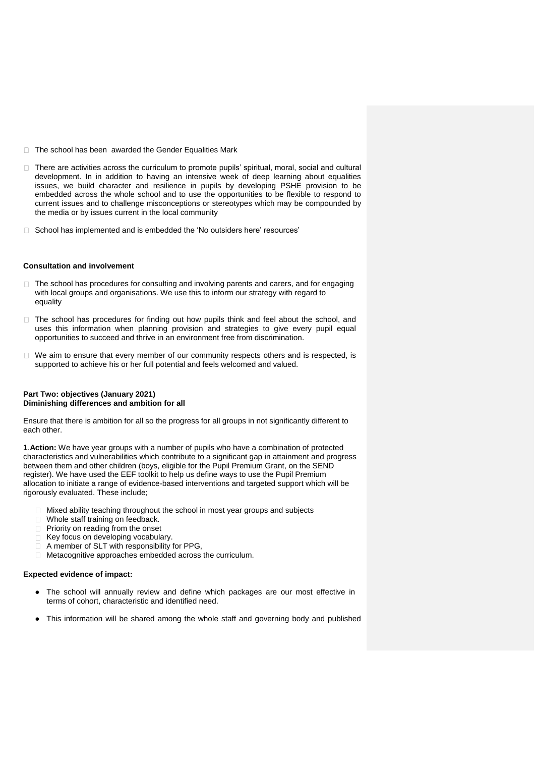- The school has been awarded the Gender Equalities Mark

- There are activities across the curriculum to promote pupils' spiritual, moral, social and cultural development. In in addition to having an intensive week of deep learning about equalities issues, we build character and resilience in pupils by developing PSHE provision to be embedded across the whole school and to use the opportunities to be flexible to respond to current issues and to challenge misconceptions or stereotypes which may be compounded by the media or by issues current in the local community

- School has implemented and is embedded the 'No outsiders here' resources'

**Consultation and involvement**

- The school has procedures for consulting and involving parents and carers, and for engaging with local groups and organisations. We use this to inform our strategy with regard to equality

- The school has procedures for finding out how pupils think and feel about the school, and uses this information when planning provision and strategies to give every pupil equal opportunities to succeed and thrive in an environment free from discrimination.

- We aim to ensure that every member of our community respects others and is respected, is supported to achieve his or her full potential and feels welcomed and valued.

**Part Two: objectives (January 2021)**
**Diminishing differences and ambition for all**

Ensure that there is ambition for all so the progress for all groups in not significantly different to each other.

**1**.**Action:** We have year groups with a number of pupils who have a combination of protected characteristics and vulnerabilities which contribute to a significant gap in attainment and progress between them and other children (boys, eligible for the Pupil Premium Grant, on the SEND register). We have used the EEF toolkit to help us define ways to use the Pupil Premium allocation to initiate a range of evidence-based interventions and targeted support which will be rigorously evaluated. These include;

- Mixed ability teaching throughout the school in most year groups and subjects
- Whole staff training on feedback.
- Priority on reading from the onset
- Key focus on developing vocabulary.
- A member of SLT with responsibility for PPG,
- Metacognitive approaches embedded across the curriculum.

**Expected evidence of impact:**

- The school will annually review and define which packages are our most effective in terms of cohort, characteristic and identified need.

- This information will be shared among the whole staff and governing body and published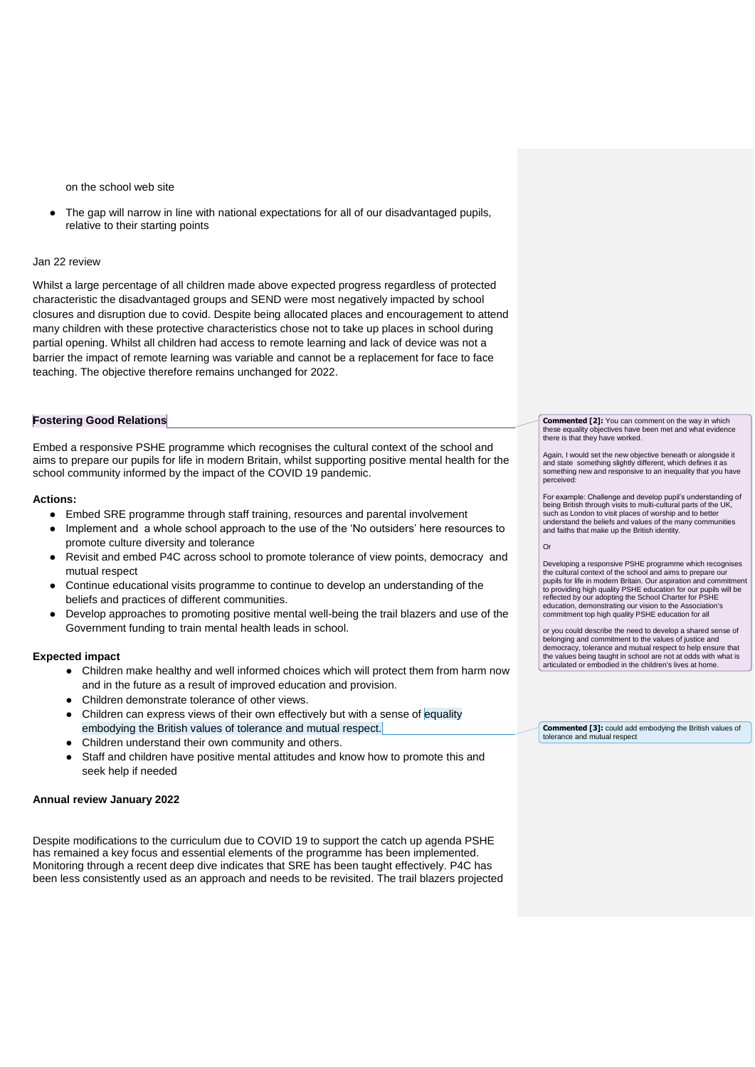on the school web site

- The gap will narrow in line with national expectations for all of our disadvantaged pupils, relative to their starting points

Jan 22 review

Whilst a large percentage of all children made above expected progress regardless of protected characteristic the disadvantaged groups and SEND were most negatively impacted by school closures and disruption due to covid. Despite being allocated places and encouragement to attend many children with these protective characteristics chose not to take up places in school during partial opening. Whilst all children had access to remote learning and lack of device was not a barrier the impact of remote learning was variable and cannot be a replacement for face to face teaching. The objective therefore remains unchanged for 2022.

**Fostering Good Relations**

Embed a responsive PSHE programme which recognises the cultural context of the school and aims to prepare our pupils for life in modern Britain, whilst supporting positive mental health for the school community informed by the impact of the COVID 19 pandemic.

**Actions:**

- Embed SRE programme through staff training, resources and parental involvement
- Implement and a whole school approach to the use of the 'No outsiders' here resources to promote culture diversity and tolerance
- Revisit and embed P4C across school to promote tolerance of view points, democracy and mutual respect
- Continue educational visits programme to continue to develop an understanding of the beliefs and practices of different communities.
- Develop approaches to promoting positive mental well-being the trail blazers and use of the Government funding to train mental health leads in school.

**Expected impact**

- Children make healthy and well informed choices which will protect them from harm now and in the future as a result of improved education and provision.
- Children demonstrate tolerance of other views.
- Children can express views of their own effectively but with a sense of equality embodying the British values of tolerance and mutual respect.
- Children understand their own community and others.
- Staff and children have positive mental attitudes and know how to promote this and seek help if needed

**Annual review January 2022**

Despite modifications to the curriculum due to COVID 19 to support the catch up agenda PSHE has remained a key focus and essential elements of the programme has been implemented. Monitoring through a recent deep dive indicates that SRE has been taught effectively. P4C has been less consistently used as an approach and needs to be revisited. The trail blazers projected

**Commented [2]:** You can comment on the way in which these equality objectives have been met and what evidence there is that they have worked.

Again, I would set the new objective beneath or alongside it and state something slightly different, which defines it as something new and responsive to an inequality that you have perceived:

For example: Challenge and develop pupil's understanding of being British through visits to multi-cultural parts of the UK, such as London to visit places of worship and to better understand the beliefs and values of the many communities and faiths that make up the British identity.

Or

Developing a responsive PSHE programme which recognises the cultural context of the school and aims to prepare our pupils for life in modern Britain. Our aspiration and commitment to providing high quality PSHE education for our pupils will be reflected by our adopting the School Charter for PSHE education, demonstrating our vision to the Association's commitment top high quality PSHE education for all

or you could describe the need to develop a shared sense of belonging and commitment to the values of justice and democracy, tolerance and mutual respect to help ensure that the values being taught in school are not at odds with what is articulated or embodied in the children's lives at home.

**Commented [3]:** could add embodying the British values of tolerance and mutual respect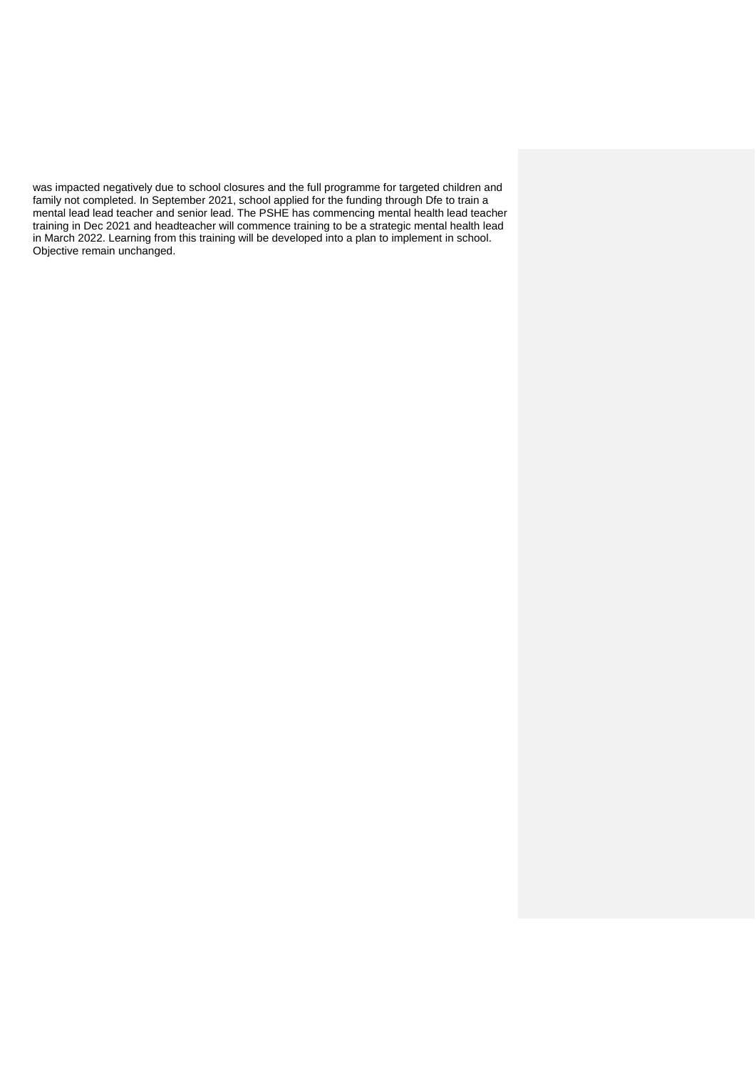was impacted negatively due to school closures and the full programme for targeted children and family not completed. In September 2021, school applied for the funding through Dfe to train a mental lead lead teacher and senior lead. The PSHE has commencing mental health lead teacher training in Dec 2021 and headteacher will commence training to be a strategic mental health lead in March 2022. Learning from this training will be developed into a plan to implement in school. Objective remain unchanged.